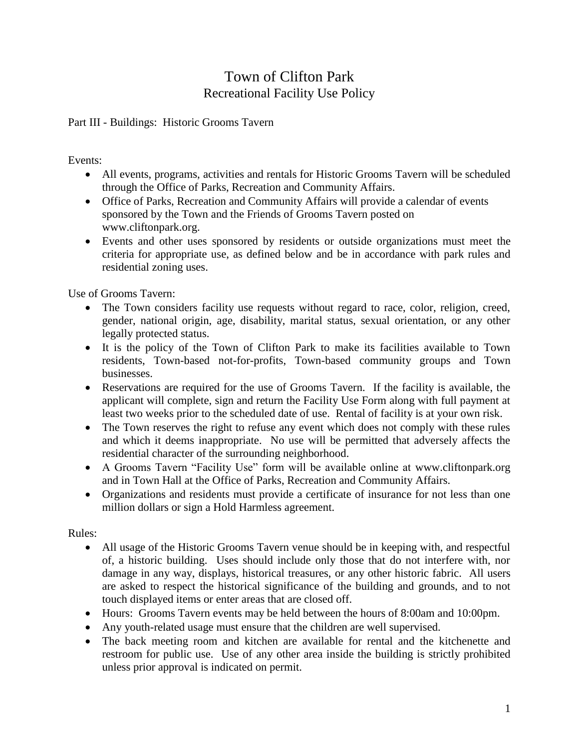# Town of Clifton Park
## Recreational Facility Use Policy

Part III - Buildings: Historic Grooms Tavern

Events:

- All events, programs, activities and rentals for Historic Grooms Tavern will be scheduled through the Office of Parks, Recreation and Community Affairs.
- Office of Parks, Recreation and Community Affairs will provide a calendar of events sponsored by the Town and the Friends of Grooms Tavern posted on www.cliftonpark.org.
- Events and other uses sponsored by residents or outside organizations must meet the criteria for appropriate use, as defined below and be in accordance with park rules and residential zoning uses.

Use of Grooms Tavern:

- The Town considers facility use requests without regard to race, color, religion, creed, gender, national origin, age, disability, marital status, sexual orientation, or any other legally protected status.
- It is the policy of the Town of Clifton Park to make its facilities available to Town residents, Town-based not-for-profits, Town-based community groups and Town businesses.
- Reservations are required for the use of Grooms Tavern. If the facility is available, the applicant will complete, sign and return the Facility Use Form along with full payment at least two weeks prior to the scheduled date of use. Rental of facility is at your own risk.
- The Town reserves the right to refuse any event which does not comply with these rules and which it deems inappropriate. No use will be permitted that adversely affects the residential character of the surrounding neighborhood.
- A Grooms Tavern "Facility Use" form will be available online at www.cliftonpark.org and in Town Hall at the Office of Parks, Recreation and Community Affairs.
- Organizations and residents must provide a certificate of insurance for not less than one million dollars or sign a Hold Harmless agreement.

Rules:

- All usage of the Historic Grooms Tavern venue should be in keeping with, and respectful of, a historic building. Uses should include only those that do not interfere with, nor damage in any way, displays, historical treasures, or any other historic fabric. All users are asked to respect the historical significance of the building and grounds, and to not touch displayed items or enter areas that are closed off.
- Hours: Grooms Tavern events may be held between the hours of 8:00am and 10:00pm.
- Any youth-related usage must ensure that the children are well supervised.
- The back meeting room and kitchen are available for rental and the kitchenette and restroom for public use. Use of any other area inside the building is strictly prohibited unless prior approval is indicated on permit.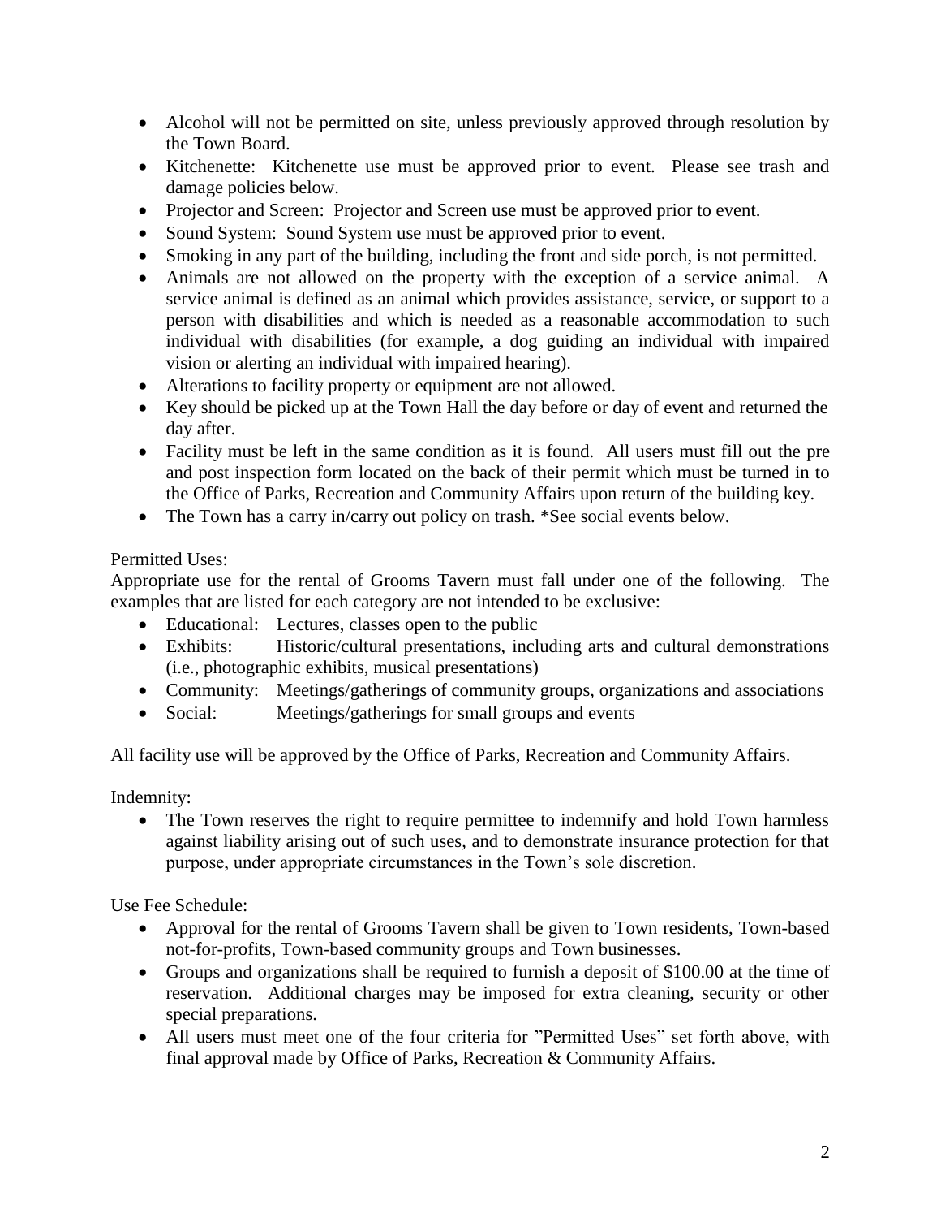- Alcohol will not be permitted on site, unless previously approved through resolution by the Town Board.
- Kitchenette: Kitchenette use must be approved prior to event. Please see trash and damage policies below.
- Projector and Screen: Projector and Screen use must be approved prior to event.
- Sound System: Sound System use must be approved prior to event.
- Smoking in any part of the building, including the front and side porch, is not permitted.
- Animals are not allowed on the property with the exception of a service animal. A service animal is defined as an animal which provides assistance, service, or support to a person with disabilities and which is needed as a reasonable accommodation to such individual with disabilities (for example, a dog guiding an individual with impaired vision or alerting an individual with impaired hearing).
- Alterations to facility property or equipment are not allowed.
- Key should be picked up at the Town Hall the day before or day of event and returned the day after.
- Facility must be left in the same condition as it is found. All users must fill out the pre and post inspection form located on the back of their permit which must be turned in to the Office of Parks, Recreation and Community Affairs upon return of the building key.
- The Town has a carry in/carry out policy on trash. *See social events below.

Permitted Uses:

Appropriate use for the rental of Grooms Tavern must fall under one of the following. The examples that are listed for each category are not intended to be exclusive:

- Educational: Lectures, classes open to the public
- Exhibits: Historic/cultural presentations, including arts and cultural demonstrations (i.e., photographic exhibits, musical presentations)
- Community: Meetings/gatherings of community groups, organizations and associations
- Social: Meetings/gatherings for small groups and events

All facility use will be approved by the Office of Parks, Recreation and Community Affairs.

Indemnity:

- The Town reserves the right to require permittee to indemnify and hold Town harmless against liability arising out of such uses, and to demonstrate insurance protection for that purpose, under appropriate circumstances in the Town's sole discretion.

Use Fee Schedule:

- Approval for the rental of Grooms Tavern shall be given to Town residents, Town-based not-for-profits, Town-based community groups and Town businesses.
- Groups and organizations shall be required to furnish a deposit of $100.00 at the time of reservation. Additional charges may be imposed for extra cleaning, security or other special preparations.
- All users must meet one of the four criteria for "Permitted Uses" set forth above, with final approval made by Office of Parks, Recreation & Community Affairs.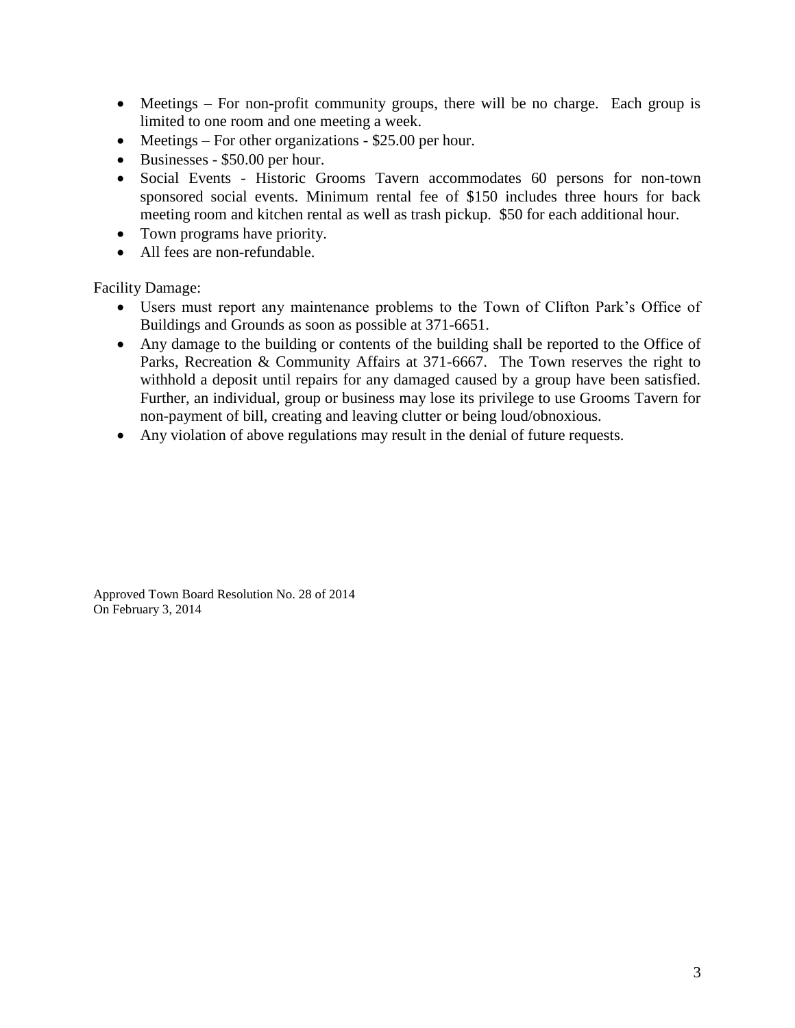- Meetings – For non-profit community groups, there will be no charge. Each group is limited to one room and one meeting a week.
- Meetings – For other organizations - $25.00 per hour.
- Businesses - $50.00 per hour.
- Social Events - Historic Grooms Tavern accommodates 60 persons for non-town sponsored social events. Minimum rental fee of $150 includes three hours for back meeting room and kitchen rental as well as trash pickup. $50 for each additional hour.
- Town programs have priority.
- All fees are non-refundable.

Facility Damage:

- Users must report any maintenance problems to the Town of Clifton Park's Office of Buildings and Grounds as soon as possible at 371-6651.
- Any damage to the building or contents of the building shall be reported to the Office of Parks, Recreation & Community Affairs at 371-6667. The Town reserves the right to withhold a deposit until repairs for any damaged caused by a group have been satisfied. Further, an individual, group or business may lose its privilege to use Grooms Tavern for non-payment of bill, creating and leaving clutter or being loud/obnoxious.
- Any violation of above regulations may result in the denial of future requests.

Approved Town Board Resolution No. 28 of 2014
On February 3, 2014